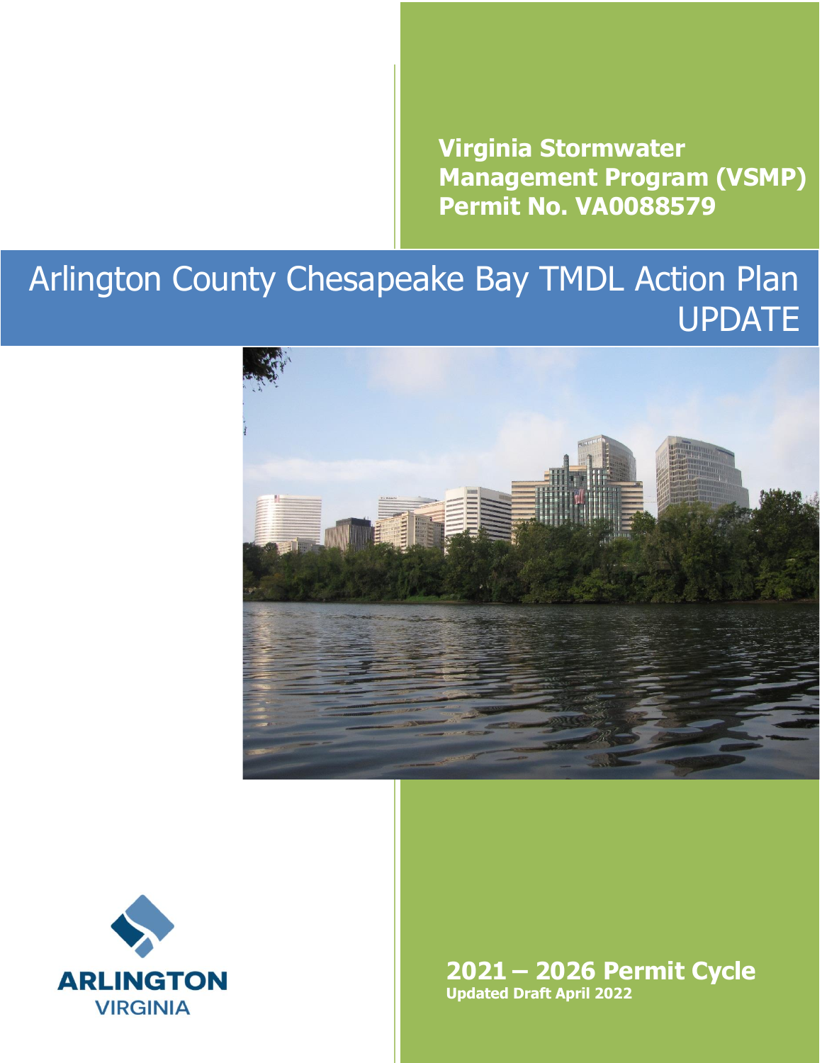**Virginia Stormwater Management Program (VSMP) Permit No. VA0088579**

# Arlington County Chesapeake Bay TMDL Action Plan UPDATE

ARLINGTON
VIRGINIA

**2021 – 2026 Permit Cycle**
**Updated Draft April 2022**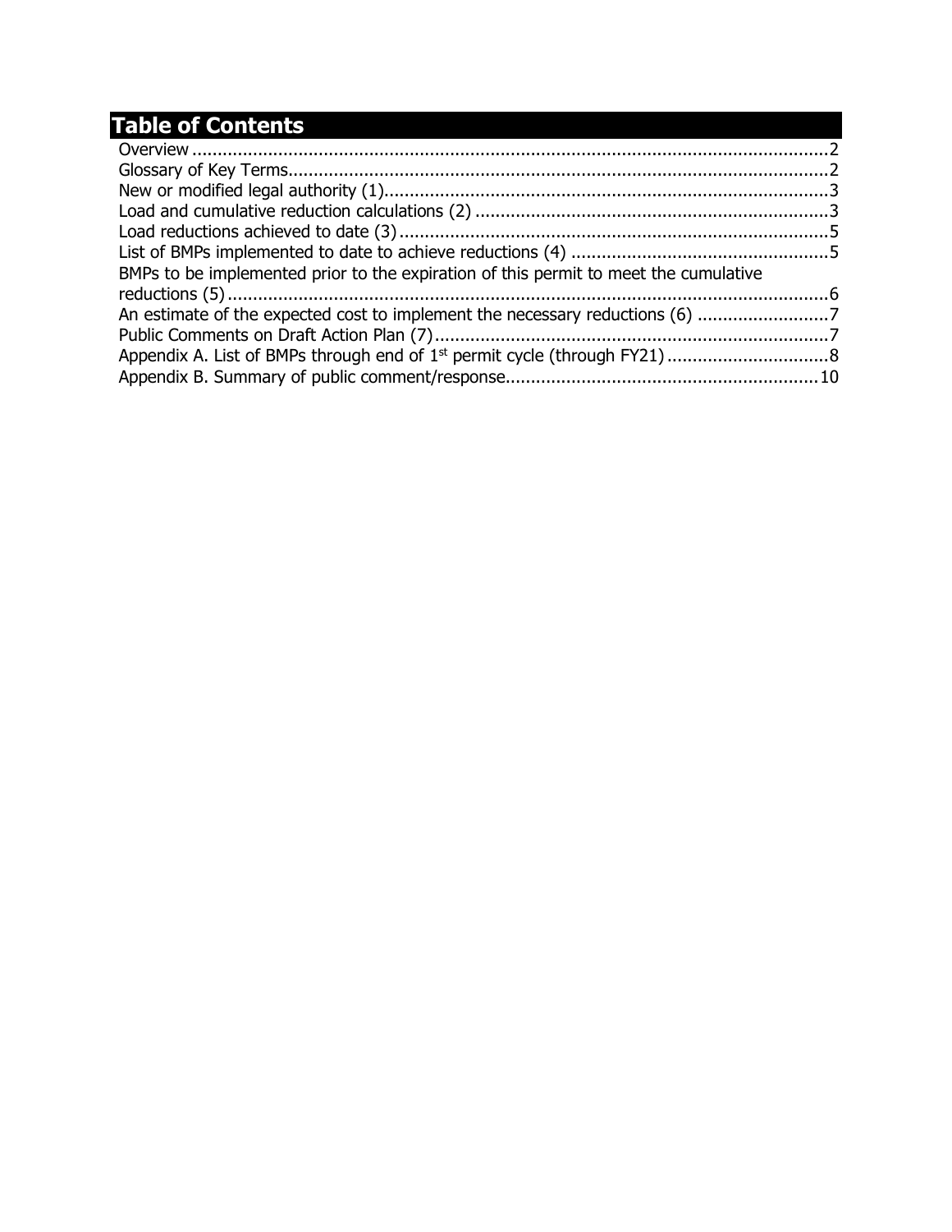# Table of Contents

Overview ............................................................................................................................2
Glossary of Key Terms.........................................................................................................2
New or modified legal authority (1).......................................................................................3
Load and cumulative reduction calculations (2) .....................................................................3
Load reductions achieved to date (3)....................................................................................5
List of BMPs implemented to date to achieve reductions (4) ..................................................5
BMPs to be implemented prior to the expiration of this permit to meet the cumulative reductions (5).......................................................................................................................6
An estimate of the expected cost to implement the necessary reductions (6) .........................7
Public Comments on Draft Action Plan (7).............................................................................7
Appendix A. List of BMPs through end of 1st permit cycle (through FY21)...............................8
Appendix B. Summary of public comment/response.............................................................10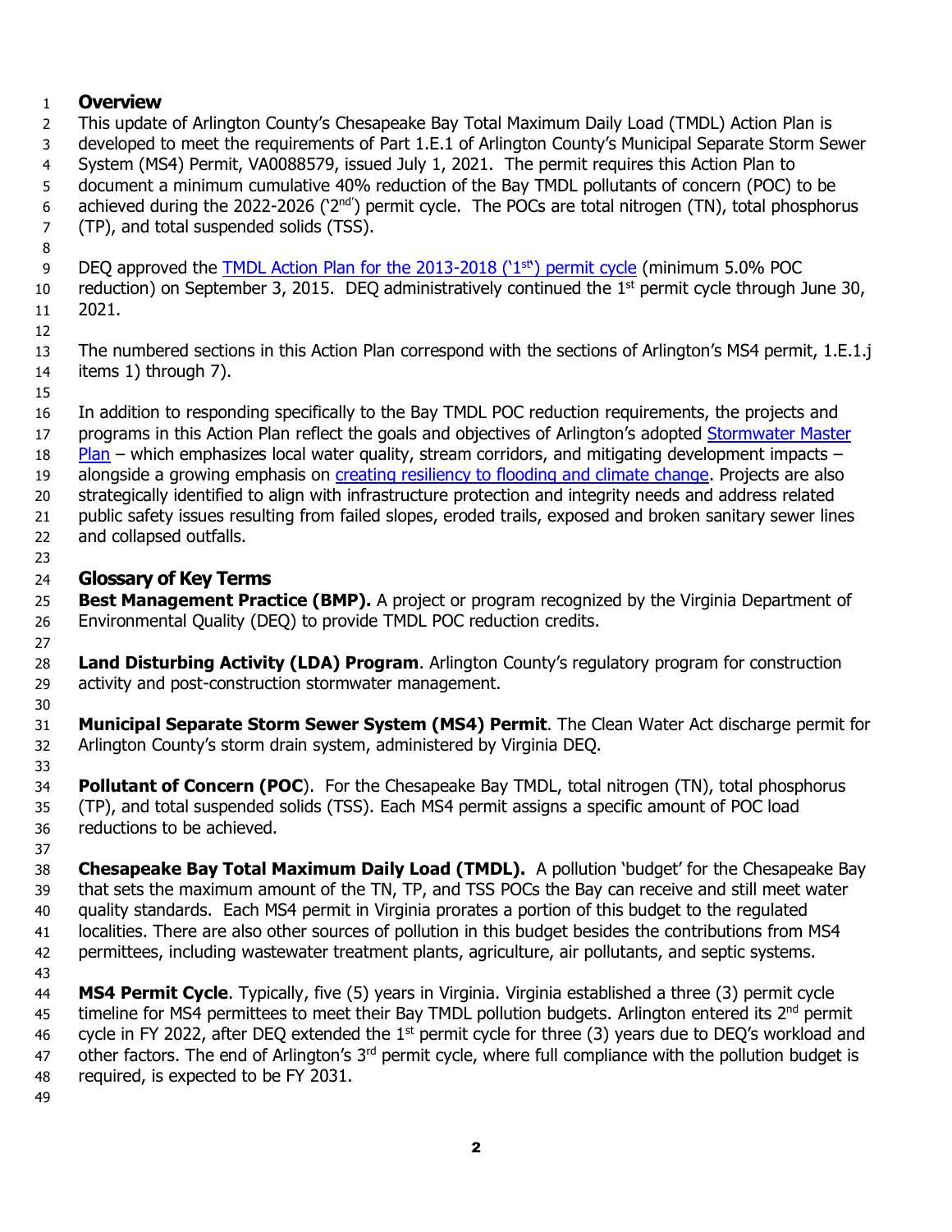## Overview

This update of Arlington County's Chesapeake Bay Total Maximum Daily Load (TMDL) Action Plan is developed to meet the requirements of Part 1.E.1 of Arlington County's Municipal Separate Storm Sewer System (MS4) Permit, VA0088579, issued July 1, 2021. The permit requires this Action Plan to document a minimum cumulative 40% reduction of the Bay TMDL pollutants of concern (POC) to be achieved during the 2022-2026 ('2nd') permit cycle. The POCs are total nitrogen (TN), total phosphorus (TP), and total suspended solids (TSS).

DEQ approved the TMDL Action Plan for the 2013-2018 ('1st') permit cycle (minimum 5.0% POC reduction) on September 3, 2015. DEQ administratively continued the 1st permit cycle through June 30, 2021.

The numbered sections in this Action Plan correspond with the sections of Arlington's MS4 permit, 1.E.1.j items 1) through 7).

In addition to responding specifically to the Bay TMDL POC reduction requirements, the projects and programs in this Action Plan reflect the goals and objectives of Arlington's adopted Stormwater Master Plan – which emphasizes local water quality, stream corridors, and mitigating development impacts – alongside a growing emphasis on creating resiliency to flooding and climate change. Projects are also strategically identified to align with infrastructure protection and integrity needs and address related public safety issues resulting from failed slopes, eroded trails, exposed and broken sanitary sewer lines and collapsed outfalls.

## Glossary of Key Terms

**Best Management Practice (BMP).** A project or program recognized by the Virginia Department of Environmental Quality (DEQ) to provide TMDL POC reduction credits.

**Land Disturbing Activity (LDA) Program**. Arlington County's regulatory program for construction activity and post-construction stormwater management.

**Municipal Separate Storm Sewer System (MS4) Permit**. The Clean Water Act discharge permit for Arlington County's storm drain system, administered by Virginia DEQ.

**Pollutant of Concern (POC**). For the Chesapeake Bay TMDL, total nitrogen (TN), total phosphorus (TP), and total suspended solids (TSS). Each MS4 permit assigns a specific amount of POC load reductions to be achieved.

**Chesapeake Bay Total Maximum Daily Load (TMDL).** A pollution 'budget' for the Chesapeake Bay that sets the maximum amount of the TN, TP, and TSS POCs the Bay can receive and still meet water quality standards. Each MS4 permit in Virginia prorates a portion of this budget to the regulated localities. There are also other sources of pollution in this budget besides the contributions from MS4 permittees, including wastewater treatment plants, agriculture, air pollutants, and septic systems.

**MS4 Permit Cycle**. Typically, five (5) years in Virginia. Virginia established a three (3) permit cycle timeline for MS4 permittees to meet their Bay TMDL pollution budgets. Arlington entered its 2nd permit cycle in FY 2022, after DEQ extended the 1st permit cycle for three (3) years due to DEQ's workload and other factors. The end of Arlington's 3rd permit cycle, where full compliance with the pollution budget is required, is expected to be FY 2031.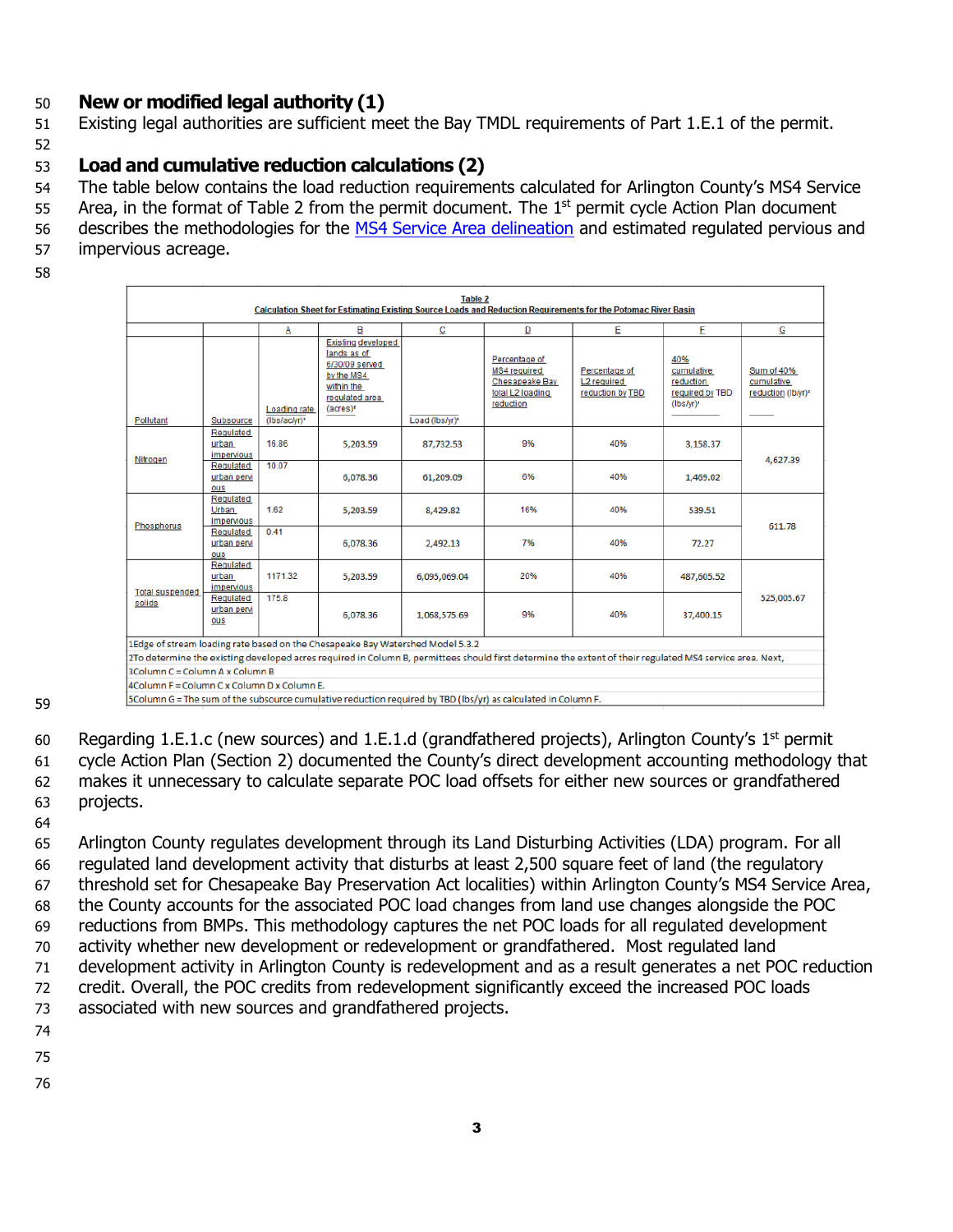## New or modified legal authority (1)

Existing legal authorities are sufficient meet the Bay TMDL requirements of Part 1.E.1 of the permit.

## Load and cumulative reduction calculations (2)

The table below contains the load reduction requirements calculated for Arlington County's MS4 Service Area, in the format of Table 2 from the permit document. The 1st permit cycle Action Plan document describes the methodologies for the MS4 Service Area delineation and estimated regulated pervious and impervious acreage.

**Table 2**
**Calculation Sheet for Estimating Existing Source Loads and Reduction Requirements for the Potomac River Basin**

| | | A | B | C | D | E | F | G |
|---|---|---|---|---|---|---|---|---|
| Pollutant | Subsource | Loading rate (lbs/ac/yr)[1] | Existing developed lands as of 6/30/09 served by the MS4 within the regulated area (acres)[2] | Load (lbs/yr)[3] | Percentage of MS4 required Chesapeake Bay total L2 loading reduction | Percentage of L2 required reduction by TBD | 40% cumulative reduction required by TBD (lbs/yr)[4] | Sum of 40% cumulative reduction (lb/yr)[5] |
| Nitrogen | Regulated urban impervious | 16.86 | 5,203.59 | 87,732.53 | 9% | 40% | 3,158.37 | 4,627.39 |
| | Regulated urban pervious | 10.07 | 6,078.36 | 61,209.09 | 6% | 40% | 1,469.02 | |
| Phosphorus | Regulated Urban Impervious | 1.62 | 5,203.59 | 8,429.82 | 16% | 40% | 539.51 | 611.78 |
| | Regulated urban pervious | 0.41 | 6,078.36 | 2,492.13 | 7% | 40% | 72.27 | |
| Total suspended solids | Regulated urban impervious | 1171.32 | 5,203.59 | 6,095,069.04 | 20% | 40% | 487,605.52 | 525,005.67 |
| | Regulated urban pervious | 175.8 | 6,078.36 | 1,068,575.69 | 9% | 40% | 37,400.15 | |

1Edge of stream loading rate based on the Chesapeake Bay Watershed Model 5.3.2
2To determine the existing developed acres required in Column B, permittees should first determine the extent of their regulated MS4 service area. Next,
3Column C = Column A x Column B
4Column F = Column C x Column D x Column E.
5Column G = The sum of the subsource cumulative reduction required by TBD (lbs/yr) as calculated in Column F.

Regarding 1.E.1.c (new sources) and 1.E.1.d (grandfathered projects), Arlington County's 1st permit cycle Action Plan (Section 2) documented the County's direct development accounting methodology that makes it unnecessary to calculate separate POC load offsets for either new sources or grandfathered projects.

Arlington County regulates development through its Land Disturbing Activities (LDA) program. For all regulated land development activity that disturbs at least 2,500 square feet of land (the regulatory threshold set for Chesapeake Bay Preservation Act localities) within Arlington County's MS4 Service Area, the County accounts for the associated POC load changes from land use changes alongside the POC reductions from BMPs. This methodology captures the net POC loads for all regulated development activity whether new development or redevelopment or grandfathered. Most regulated land development activity in Arlington County is redevelopment and as a result generates a net POC reduction credit. Overall, the POC credits from redevelopment significantly exceed the increased POC loads associated with new sources and grandfathered projects.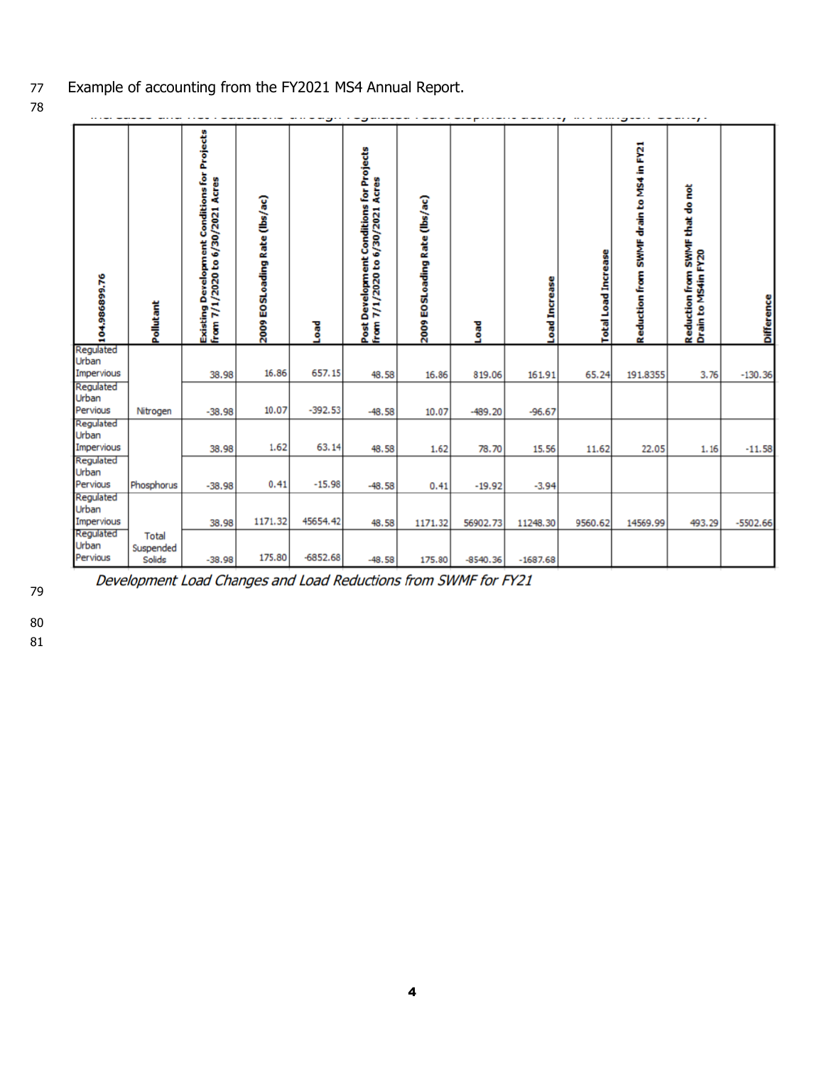Example of accounting from the FY2021 MS4 Annual Report.

| 104.986899.76 | Pollutant | Existing Development Conditions for Projects from 7/1/2020 to 6/30/2021 Acres | 2009 EOSLoading Rate (lbs/ac) | Load | Post Development Conditions for Projects from 7/1/2020 to 6/30/2021 Acres | 2009 EOSLoading Rate (lbs/ac) | Load | Load Increase | Total Load Increase | Reduction from SWMF drain to MS4 in FY21 | Reduction from SWMF that do not Drain to MS4in FY20 | Difference |
|---|---|---|---|---|---|---|---|---|---|---|---|---|
| Regulated Urban Impervious | Nitrogen | 38.98 | 16.86 | 657.15 | 48.58 | 16.86 | 819.06 | 161.91 | 65.24 | 191.8355 | 3.76 | -130.36 |
| Regulated Urban Pervious | | -38.98 | 10.07 | -392.53 | -48.58 | 10.07 | -489.20 | -96.67 | | | | |
| Regulated Urban Impervious | Phosphorus | 38.98 | 1.62 | 63.14 | 48.58 | 1.62 | 78.70 | 15.56 | 11.62 | 22.05 | 1.16 | -11.58 |
| Regulated Urban Pervious | | -38.98 | 0.41 | -15.98 | -48.58 | 0.41 | -19.92 | -3.94 | | | | |
| Regulated Urban Impervious | Total Suspended Solids | 38.98 | 1171.32 | 45654.42 | 48.58 | 1171.32 | 56902.73 | 11248.30 | 9560.62 | 14569.99 | 493.29 | -5502.66 |
| Regulated Urban Pervious | | -38.98 | 175.80 | -6852.68 | -48.58 | 175.80 | -8540.36 | -1687.68 | | | | |

*Development Load Changes and Load Reductions from SWMF for FY21*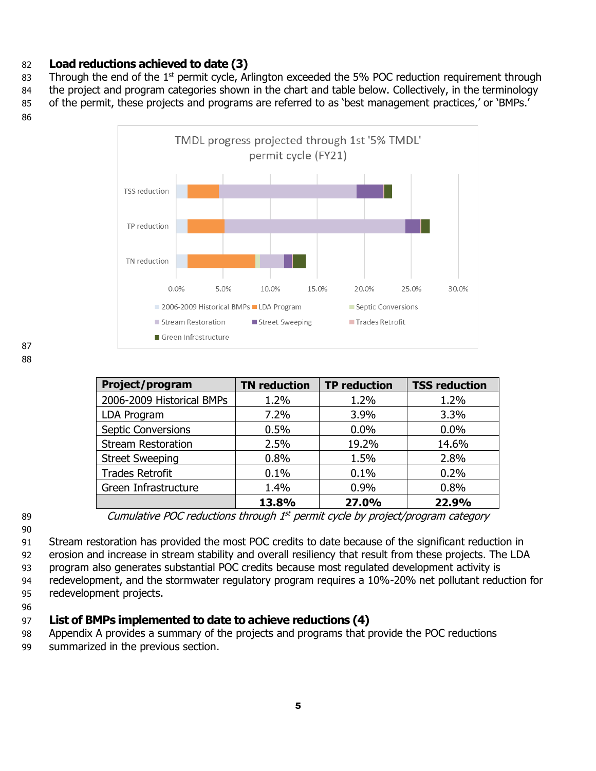### Load reductions achieved to date (3)

Through the end of the 1st permit cycle, Arlington exceeded the 5% POC reduction requirement through the project and program categories shown in the chart and table below. Collectively, in the terminology of the permit, these projects and programs are referred to as 'best management practices,' or 'BMPs.'

TMDL progress projected through 1st '5% TMDL' permit cycle (FY21)

| Project/program | TN reduction | TP reduction | TSS reduction |
|---|---|---|---|
| 2006-2009 Historical BMPs | 1.2% | 1.2% | 1.2% |
| LDA Program | 7.2% | 3.9% | 3.3% |
| Septic Conversions | 0.5% | 0.0% | 0.0% |
| Stream Restoration | 2.5% | 19.2% | 14.6% |
| Street Sweeping | 0.8% | 1.5% | 2.8% |
| Trades Retrofit | 0.1% | 0.1% | 0.2% |
| Green Infrastructure | 1.4% | 0.9% | 0.8% |
| | **13.8%** | **27.0%** | **22.9%** |

*Cumulative POC reductions through 1st permit cycle by project/program category*

Stream restoration has provided the most POC credits to date because of the significant reduction in erosion and increase in stream stability and overall resiliency that result from these projects. The LDA program also generates substantial POC credits because most regulated development activity is redevelopment, and the stormwater regulatory program requires a 10%-20% net pollutant reduction for redevelopment projects.

### List of BMPs implemented to date to achieve reductions (4)

Appendix A provides a summary of the projects and programs that provide the POC reductions summarized in the previous section.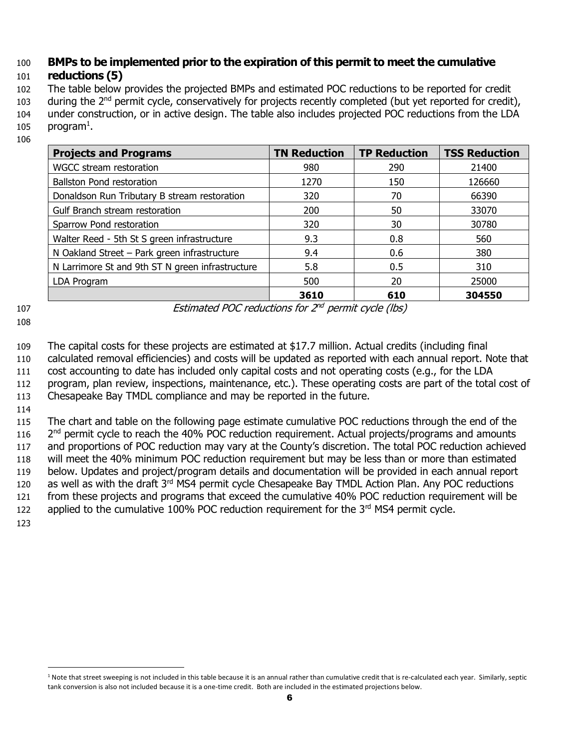## BMPs to be implemented prior to the expiration of this permit to meet the cumulative reductions (5)

The table below provides the projected BMPs and estimated POC reductions to be reported for credit during the 2nd permit cycle, conservatively for projects recently completed (but yet reported for credit), under construction, or in active design. The table also includes projected POC reductions from the LDA program[1].

| Projects and Programs | TN Reduction | TP Reduction | TSS Reduction |
|---|---|---|---|
| WGCC stream restoration | 980 | 290 | 21400 |
| Ballston Pond restoration | 1270 | 150 | 126660 |
| Donaldson Run Tributary B stream restoration | 320 | 70 | 66390 |
| Gulf Branch stream restoration | 200 | 50 | 33070 |
| Sparrow Pond restoration | 320 | 30 | 30780 |
| Walter Reed - 5th St S green infrastructure | 9.3 | 0.8 | 560 |
| N Oakland Street – Park green infrastructure | 9.4 | 0.6 | 380 |
| N Larrimore St and 9th ST N green infrastructure | 5.8 | 0.5 | 310 |
| LDA Program | 500 | 20 | 25000 |
| | **3610** | **610** | **304550** |

*Estimated POC reductions for 2nd permit cycle (lbs)*

The capital costs for these projects are estimated at $17.7 million. Actual credits (including final calculated removal efficiencies) and costs will be updated as reported with each annual report. Note that cost accounting to date has included only capital costs and not operating costs (e.g., for the LDA program, plan review, inspections, maintenance, etc.). These operating costs are part of the total cost of Chesapeake Bay TMDL compliance and may be reported in the future.

The chart and table on the following page estimate cumulative POC reductions through the end of the 2nd permit cycle to reach the 40% POC reduction requirement. Actual projects/programs and amounts and proportions of POC reduction may vary at the County's discretion. The total POC reduction achieved will meet the 40% minimum POC reduction requirement but may be less than or more than estimated below. Updates and project/program details and documentation will be provided in each annual report as well as with the draft 3rd MS4 permit cycle Chesapeake Bay TMDL Action Plan. Any POC reductions from these projects and programs that exceed the cumulative 40% POC reduction requirement will be applied to the cumulative 100% POC reduction requirement for the 3rd MS4 permit cycle.

[1] Note that street sweeping is not included in this table because it is an annual rather than cumulative credit that is re-calculated each year. Similarly, septic tank conversion is also not included because it is a one-time credit. Both are included in the estimated projections below.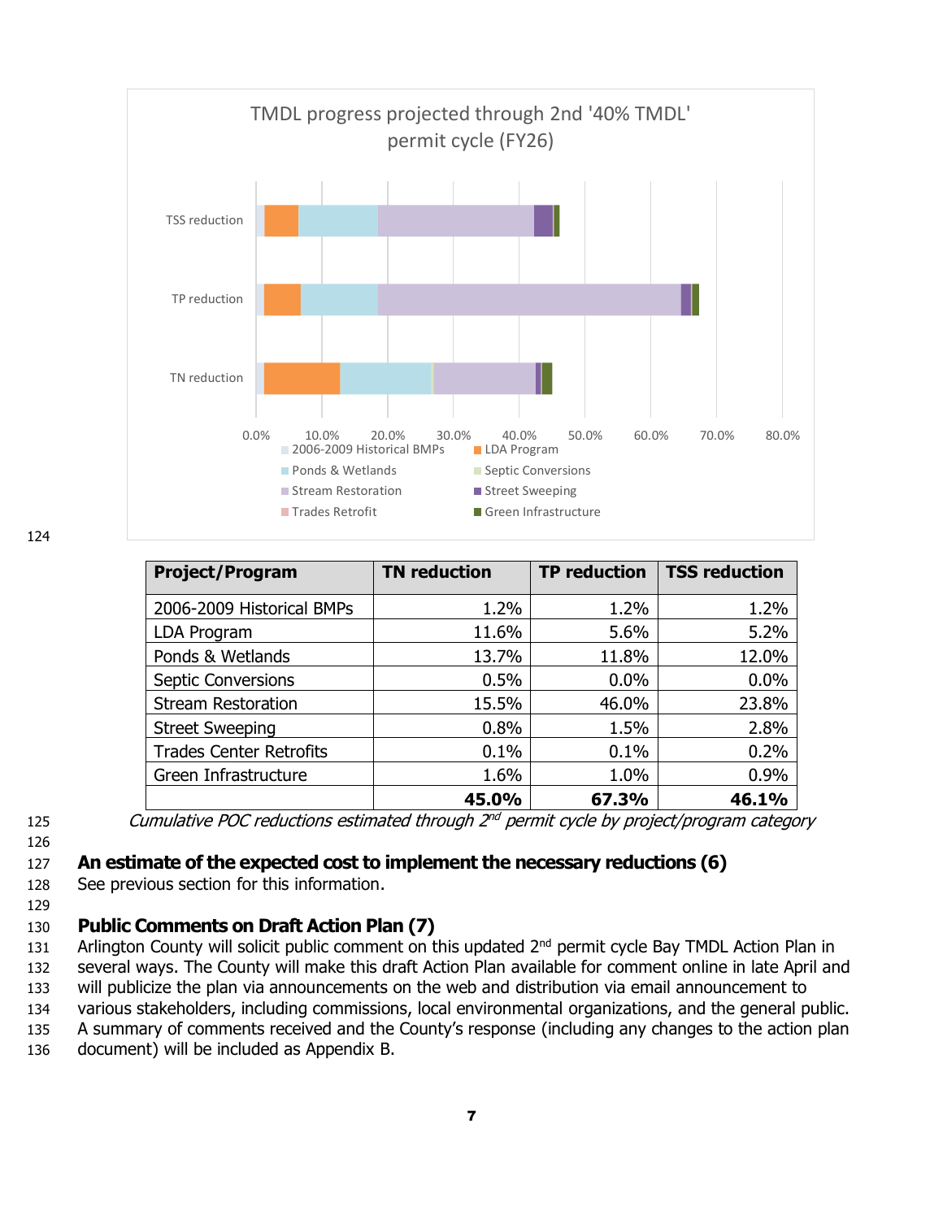TMDL progress projected through 2nd '40% TMDL' permit cycle (FY26)

| Project/Program | TN reduction | TP reduction | TSS reduction |
|---|---|---|---|
| 2006-2009 Historical BMPs | 1.2% | 1.2% | 1.2% |
| LDA Program | 11.6% | 5.6% | 5.2% |
| Ponds & Wetlands | 13.7% | 11.8% | 12.0% |
| Septic Conversions | 0.5% | 0.0% | 0.0% |
| Stream Restoration | 15.5% | 46.0% | 23.8% |
| Street Sweeping | 0.8% | 1.5% | 2.8% |
| Trades Center Retrofits | 0.1% | 0.1% | 0.2% |
| Green Infrastructure | 1.6% | 1.0% | 0.9% |
| | **45.0%** | **67.3%** | **46.1%** |

*Cumulative POC reductions estimated through 2nd permit cycle by project/program category*

## An estimate of the expected cost to implement the necessary reductions (6)

See previous section for this information.

## Public Comments on Draft Action Plan (7)

Arlington County will solicit public comment on this updated 2nd permit cycle Bay TMDL Action Plan in several ways. The County will make this draft Action Plan available for comment online in late April and will publicize the plan via announcements on the web and distribution via email announcement to various stakeholders, including commissions, local environmental organizations, and the general public. A summary of comments received and the County's response (including any changes to the action plan document) will be included as Appendix B.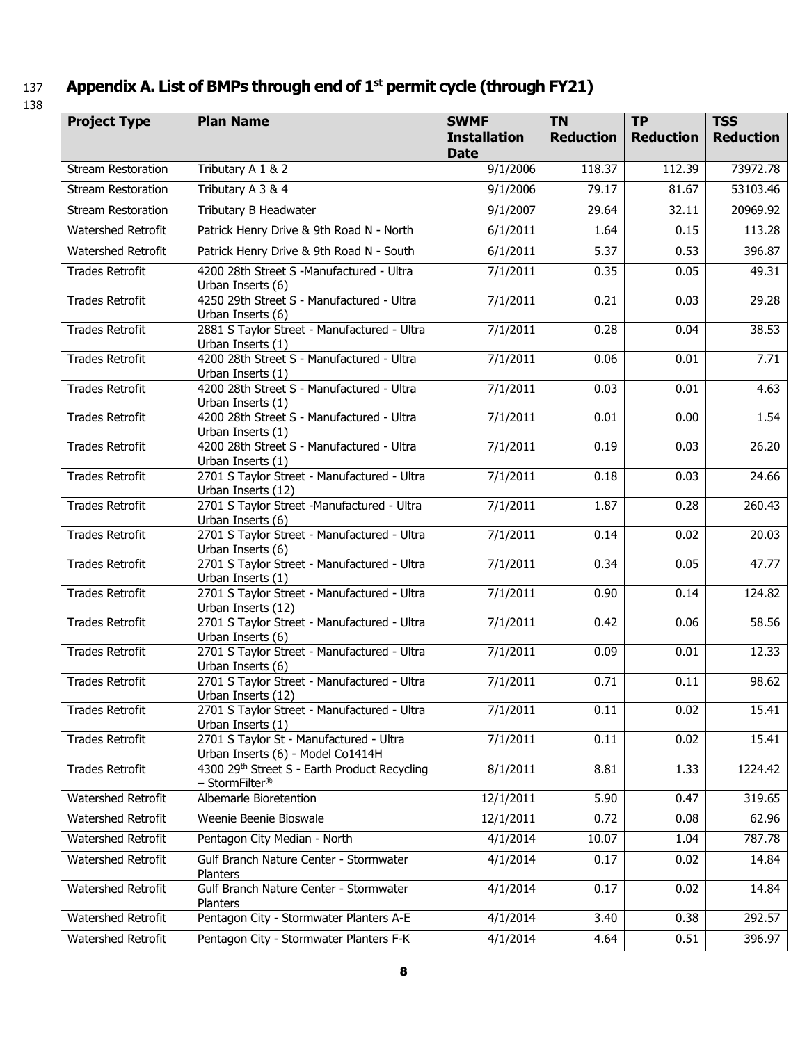## Appendix A. List of BMPs through end of 1st permit cycle (through FY21)

| Project Type | Plan Name | SWMF Installation Date | TN Reduction | TP Reduction | TSS Reduction |
|---|---|---|---|---|---|
| Stream Restoration | Tributary A 1 & 2 | 9/1/2006 | 118.37 | 112.39 | 73972.78 |
| Stream Restoration | Tributary A 3 & 4 | 9/1/2006 | 79.17 | 81.67 | 53103.46 |
| Stream Restoration | Tributary B Headwater | 9/1/2007 | 29.64 | 32.11 | 20969.92 |
| Watershed Retrofit | Patrick Henry Drive & 9th Road N - North | 6/1/2011 | 1.64 | 0.15 | 113.28 |
| Watershed Retrofit | Patrick Henry Drive & 9th Road N - South | 6/1/2011 | 5.37 | 0.53 | 396.87 |
| Trades Retrofit | 4200 28th Street S -Manufactured - Ultra Urban Inserts (6) | 7/1/2011 | 0.35 | 0.05 | 49.31 |
| Trades Retrofit | 4250 29th Street S - Manufactured - Ultra Urban Inserts (6) | 7/1/2011 | 0.21 | 0.03 | 29.28 |
| Trades Retrofit | 2881 S Taylor Street - Manufactured - Ultra Urban Inserts (1) | 7/1/2011 | 0.28 | 0.04 | 38.53 |
| Trades Retrofit | 4200 28th Street S - Manufactured - Ultra Urban Inserts (1) | 7/1/2011 | 0.06 | 0.01 | 7.71 |
| Trades Retrofit | 4200 28th Street S - Manufactured - Ultra Urban Inserts (1) | 7/1/2011 | 0.03 | 0.01 | 4.63 |
| Trades Retrofit | 4200 28th Street S - Manufactured - Ultra Urban Inserts (1) | 7/1/2011 | 0.01 | 0.00 | 1.54 |
| Trades Retrofit | 4200 28th Street S - Manufactured - Ultra Urban Inserts (1) | 7/1/2011 | 0.19 | 0.03 | 26.20 |
| Trades Retrofit | 2701 S Taylor Street - Manufactured - Ultra Urban Inserts (12) | 7/1/2011 | 0.18 | 0.03 | 24.66 |
| Trades Retrofit | 2701 S Taylor Street -Manufactured - Ultra Urban Inserts (6) | 7/1/2011 | 1.87 | 0.28 | 260.43 |
| Trades Retrofit | 2701 S Taylor Street - Manufactured - Ultra Urban Inserts (6) | 7/1/2011 | 0.14 | 0.02 | 20.03 |
| Trades Retrofit | 2701 S Taylor Street - Manufactured - Ultra Urban Inserts (1) | 7/1/2011 | 0.34 | 0.05 | 47.77 |
| Trades Retrofit | 2701 S Taylor Street - Manufactured - Ultra Urban Inserts (12) | 7/1/2011 | 0.90 | 0.14 | 124.82 |
| Trades Retrofit | 2701 S Taylor Street - Manufactured - Ultra Urban Inserts (6) | 7/1/2011 | 0.42 | 0.06 | 58.56 |
| Trades Retrofit | 2701 S Taylor Street - Manufactured - Ultra Urban Inserts (6) | 7/1/2011 | 0.09 | 0.01 | 12.33 |
| Trades Retrofit | 2701 S Taylor Street - Manufactured - Ultra Urban Inserts (12) | 7/1/2011 | 0.71 | 0.11 | 98.62 |
| Trades Retrofit | 2701 S Taylor Street - Manufactured - Ultra Urban Inserts (1) | 7/1/2011 | 0.11 | 0.02 | 15.41 |
| Trades Retrofit | 2701 S Taylor St - Manufactured - Ultra Urban Inserts (6) - Model Co1414H | 7/1/2011 | 0.11 | 0.02 | 15.41 |
| Trades Retrofit | 4300 29th Street S - Earth Product Recycling – StormFilter® | 8/1/2011 | 8.81 | 1.33 | 1224.42 |
| Watershed Retrofit | Albemarle Bioretention | 12/1/2011 | 5.90 | 0.47 | 319.65 |
| Watershed Retrofit | Weenie Beenie Bioswale | 12/1/2011 | 0.72 | 0.08 | 62.96 |
| Watershed Retrofit | Pentagon City Median - North | 4/1/2014 | 10.07 | 1.04 | 787.78 |
| Watershed Retrofit | Gulf Branch Nature Center - Stormwater Planters | 4/1/2014 | 0.17 | 0.02 | 14.84 |
| Watershed Retrofit | Gulf Branch Nature Center - Stormwater Planters | 4/1/2014 | 0.17 | 0.02 | 14.84 |
| Watershed Retrofit | Pentagon City - Stormwater Planters A-E | 4/1/2014 | 3.40 | 0.38 | 292.57 |
| Watershed Retrofit | Pentagon City - Stormwater Planters F-K | 4/1/2014 | 4.64 | 0.51 | 396.97 |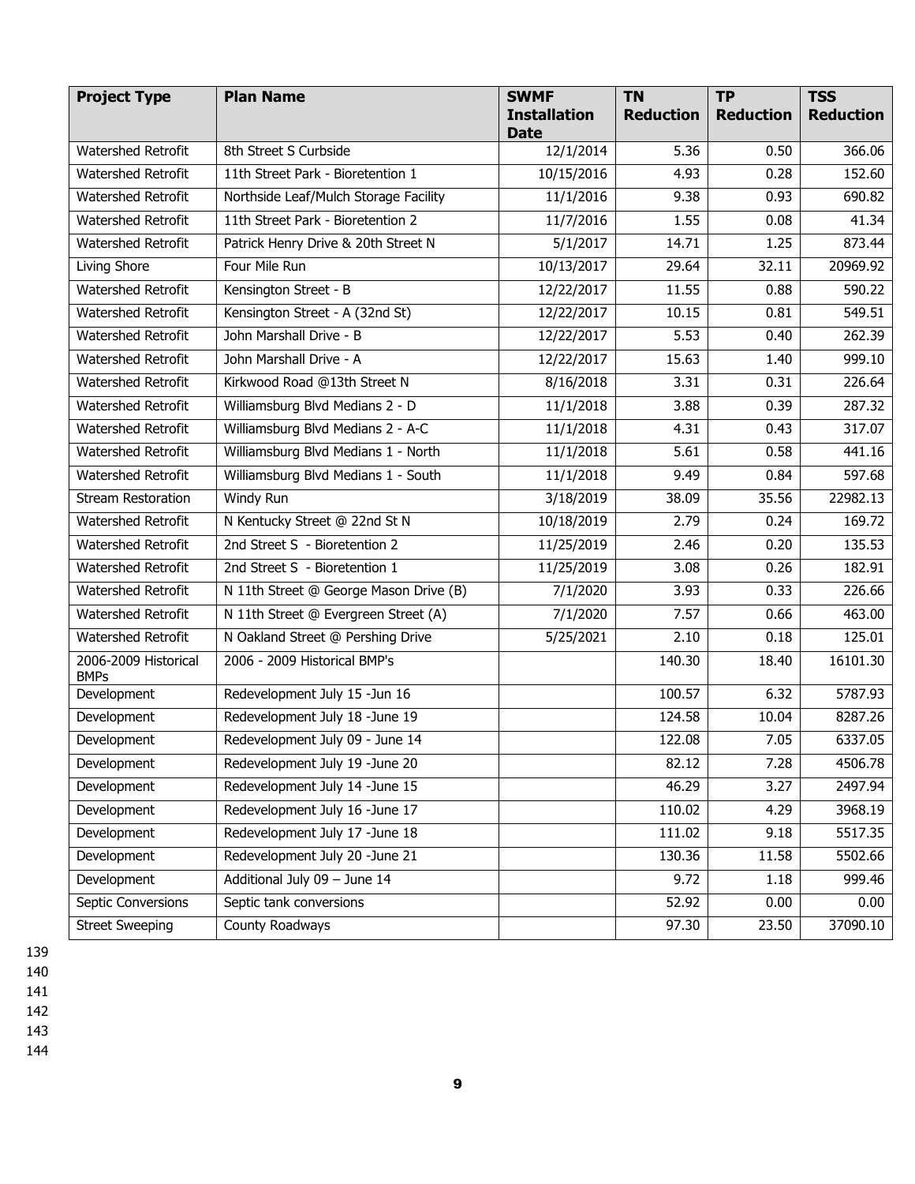| Project Type | Plan Name | SWMF Installation Date | TN Reduction | TP Reduction | TSS Reduction |
|---|---|---|---|---|---|
| Watershed Retrofit | 8th Street S Curbside | 12/1/2014 | 5.36 | 0.50 | 366.06 |
| Watershed Retrofit | 11th Street Park - Bioretention 1 | 10/15/2016 | 4.93 | 0.28 | 152.60 |
| Watershed Retrofit | Northside Leaf/Mulch Storage Facility | 11/1/2016 | 9.38 | 0.93 | 690.82 |
| Watershed Retrofit | 11th Street Park - Bioretention 2 | 11/7/2016 | 1.55 | 0.08 | 41.34 |
| Watershed Retrofit | Patrick Henry Drive & 20th Street N | 5/1/2017 | 14.71 | 1.25 | 873.44 |
| Living Shore | Four Mile Run | 10/13/2017 | 29.64 | 32.11 | 20969.92 |
| Watershed Retrofit | Kensington Street - B | 12/22/2017 | 11.55 | 0.88 | 590.22 |
| Watershed Retrofit | Kensington Street - A (32nd St) | 12/22/2017 | 10.15 | 0.81 | 549.51 |
| Watershed Retrofit | John Marshall Drive - B | 12/22/2017 | 5.53 | 0.40 | 262.39 |
| Watershed Retrofit | John Marshall Drive - A | 12/22/2017 | 15.63 | 1.40 | 999.10 |
| Watershed Retrofit | Kirkwood Road @13th Street N | 8/16/2018 | 3.31 | 0.31 | 226.64 |
| Watershed Retrofit | Williamsburg Blvd Medians 2 - D | 11/1/2018 | 3.88 | 0.39 | 287.32 |
| Watershed Retrofit | Williamsburg Blvd Medians 2 - A-C | 11/1/2018 | 4.31 | 0.43 | 317.07 |
| Watershed Retrofit | Williamsburg Blvd Medians 1 - North | 11/1/2018 | 5.61 | 0.58 | 441.16 |
| Watershed Retrofit | Williamsburg Blvd Medians 1 - South | 11/1/2018 | 9.49 | 0.84 | 597.68 |
| Stream Restoration | Windy Run | 3/18/2019 | 38.09 | 35.56 | 22982.13 |
| Watershed Retrofit | N Kentucky Street @ 22nd St N | 10/18/2019 | 2.79 | 0.24 | 169.72 |
| Watershed Retrofit | 2nd Street S - Bioretention 2 | 11/25/2019 | 2.46 | 0.20 | 135.53 |
| Watershed Retrofit | 2nd Street S - Bioretention 1 | 11/25/2019 | 3.08 | 0.26 | 182.91 |
| Watershed Retrofit | N 11th Street @ George Mason Drive (B) | 7/1/2020 | 3.93 | 0.33 | 226.66 |
| Watershed Retrofit | N 11th Street @ Evergreen Street (A) | 7/1/2020 | 7.57 | 0.66 | 463.00 |
| Watershed Retrofit | N Oakland Street @ Pershing Drive | 5/25/2021 | 2.10 | 0.18 | 125.01 |
| 2006-2009 Historical BMPs | 2006 - 2009 Historical BMP's | | 140.30 | 18.40 | 16101.30 |
| Development | Redevelopment July 15 -Jun 16 | | 100.57 | 6.32 | 5787.93 |
| Development | Redevelopment July 18 -June 19 | | 124.58 | 10.04 | 8287.26 |
| Development | Redevelopment July 09 - June 14 | | 122.08 | 7.05 | 6337.05 |
| Development | Redevelopment July 19 -June 20 | | 82.12 | 7.28 | 4506.78 |
| Development | Redevelopment July 14 -June 15 | | 46.29 | 3.27 | 2497.94 |
| Development | Redevelopment July 16 -June 17 | | 110.02 | 4.29 | 3968.19 |
| Development | Redevelopment July 17 -June 18 | | 111.02 | 9.18 | 5517.35 |
| Development | Redevelopment July 20 -June 21 | | 130.36 | 11.58 | 5502.66 |
| Development | Additional July 09 – June 14 | | 9.72 | 1.18 | 999.46 |
| Septic Conversions | Septic tank conversions | | 52.92 | 0.00 | 0.00 |
| Street Sweeping | County Roadways | | 97.30 | 23.50 | 37090.10 |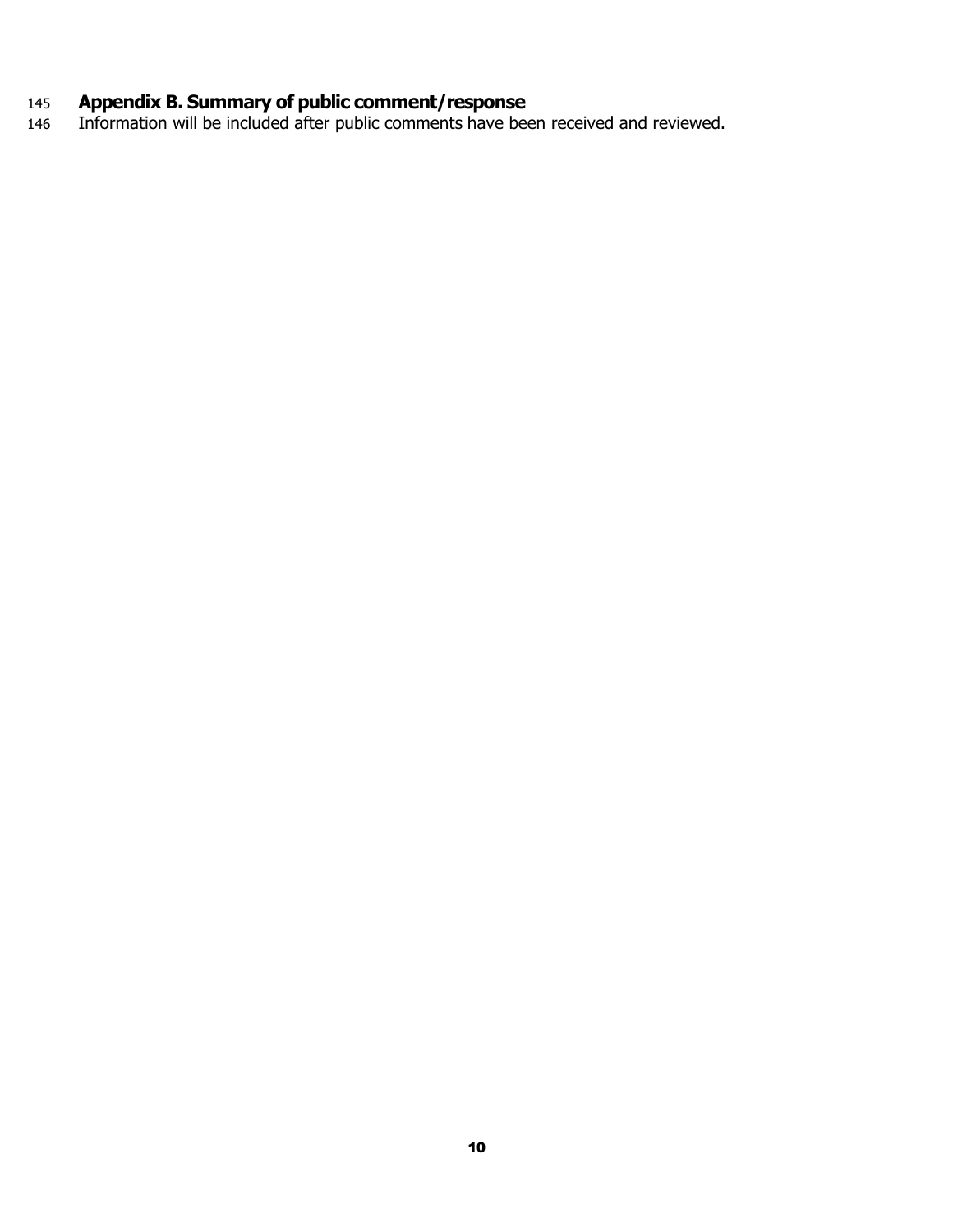## Appendix B. Summary of public comment/response

Information will be included after public comments have been received and reviewed.